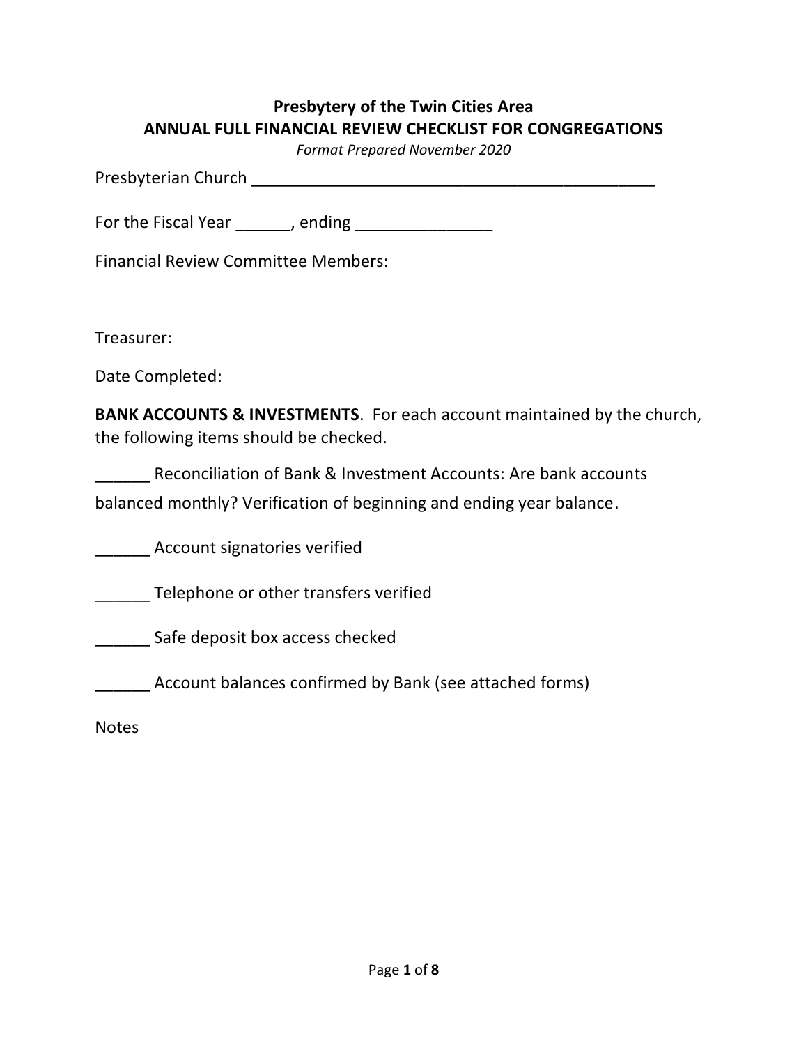**Presbytery of the Twin Cities Area**
**ANNUAL FULL FINANCIAL REVIEW CHECKLIST FOR CONGREGATIONS**
*Format Prepared November 2020*

Presbyterian Church _______________________________________________

For the Fiscal Year ______, ending _______________

Financial Review Committee Members:

Treasurer:

Date Completed:

**BANK ACCOUNTS & INVESTMENTS**. For each account maintained by the church, the following items should be checked.

______ Reconciliation of Bank & Investment Accounts: Are bank accounts balanced monthly? Verification of beginning and ending year balance.

______ Account signatories verified

______ Telephone or other transfers verified

______ Safe deposit box access checked

______ Account balances confirmed by Bank (see attached forms)

Notes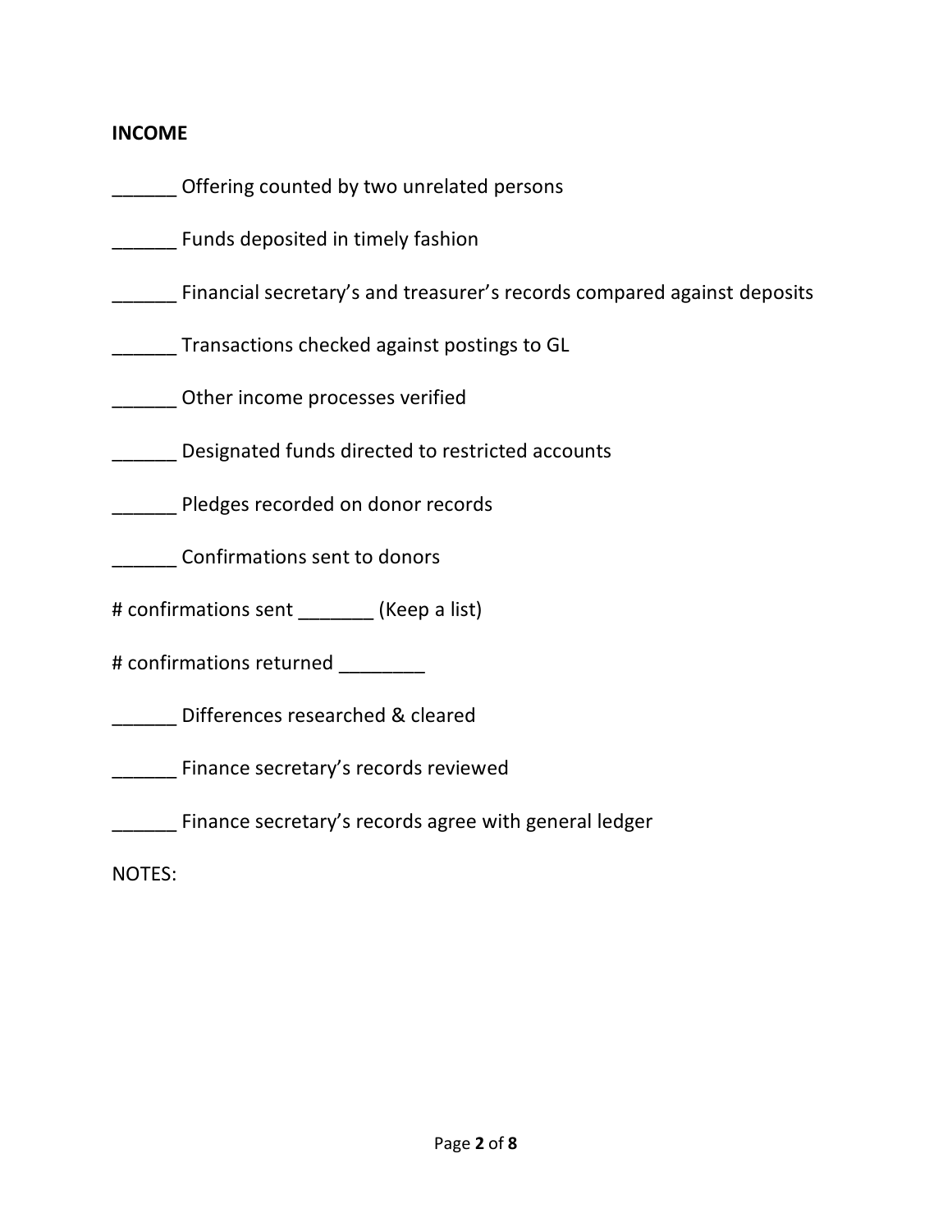**INCOME**

______ Offering counted by two unrelated persons

______ Funds deposited in timely fashion

______ Financial secretary's and treasurer's records compared against deposits

______ Transactions checked against postings to GL

______ Other income processes verified

______ Designated funds directed to restricted accounts

______ Pledges recorded on donor records

______ Confirmations sent to donors

# confirmations sent _______ (Keep a list)

# confirmations returned ________

______ Differences researched & cleared

______ Finance secretary's records reviewed

______ Finance secretary's records agree with general ledger

NOTES: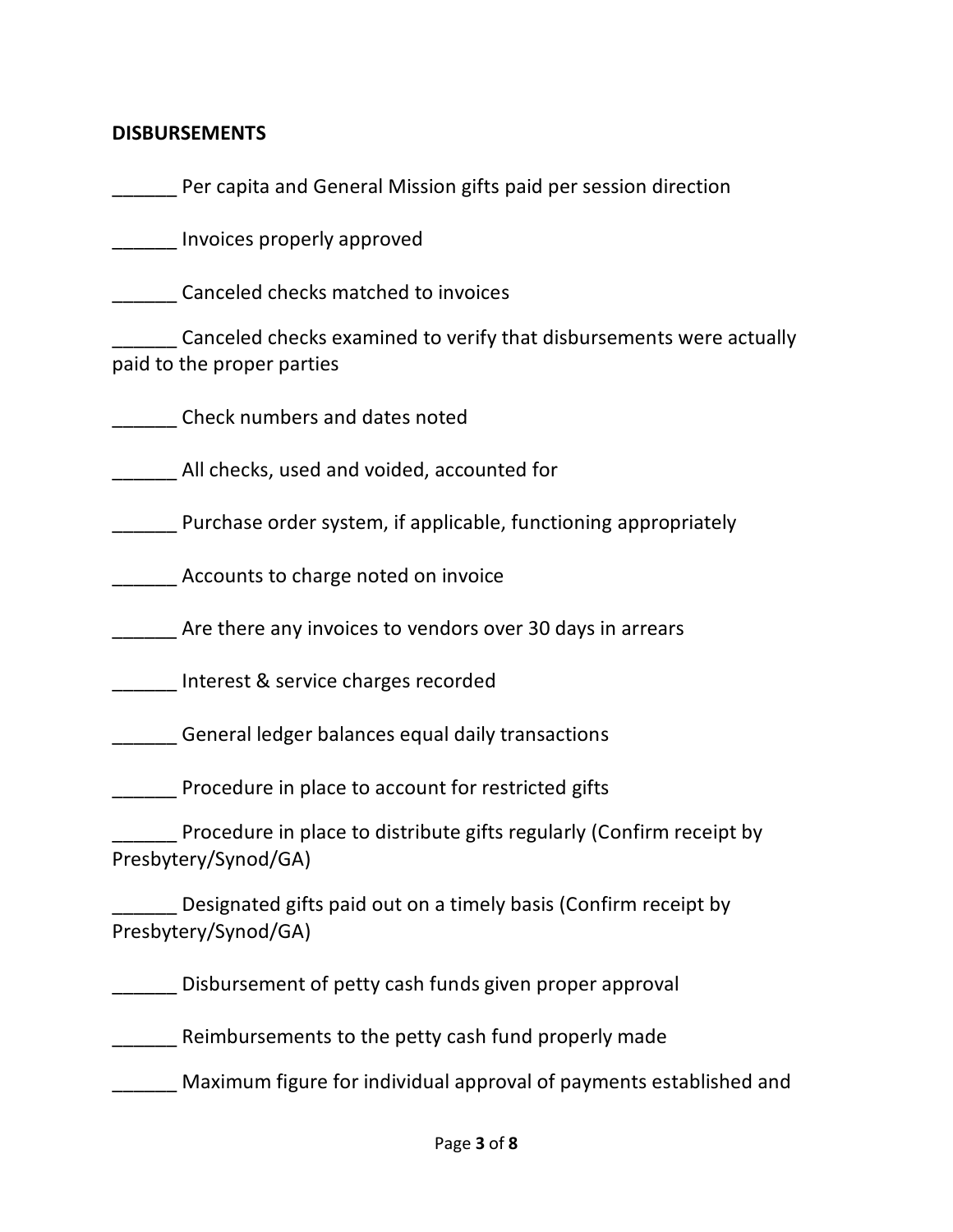**DISBURSEMENTS**

______ Per capita and General Mission gifts paid per session direction

______ Invoices properly approved

______ Canceled checks matched to invoices

______ Canceled checks examined to verify that disbursements were actually paid to the proper parties

______ Check numbers and dates noted

______ All checks, used and voided, accounted for

______ Purchase order system, if applicable, functioning appropriately

______ Accounts to charge noted on invoice

______ Are there any invoices to vendors over 30 days in arrears

______ Interest & service charges recorded

______ General ledger balances equal daily transactions

______ Procedure in place to account for restricted gifts

______ Procedure in place to distribute gifts regularly (Confirm receipt by Presbytery/Synod/GA)

______ Designated gifts paid out on a timely basis (Confirm receipt by Presbytery/Synod/GA)

______ Disbursement of petty cash funds given proper approval

______ Reimbursements to the petty cash fund properly made

______ Maximum figure for individual approval of payments established and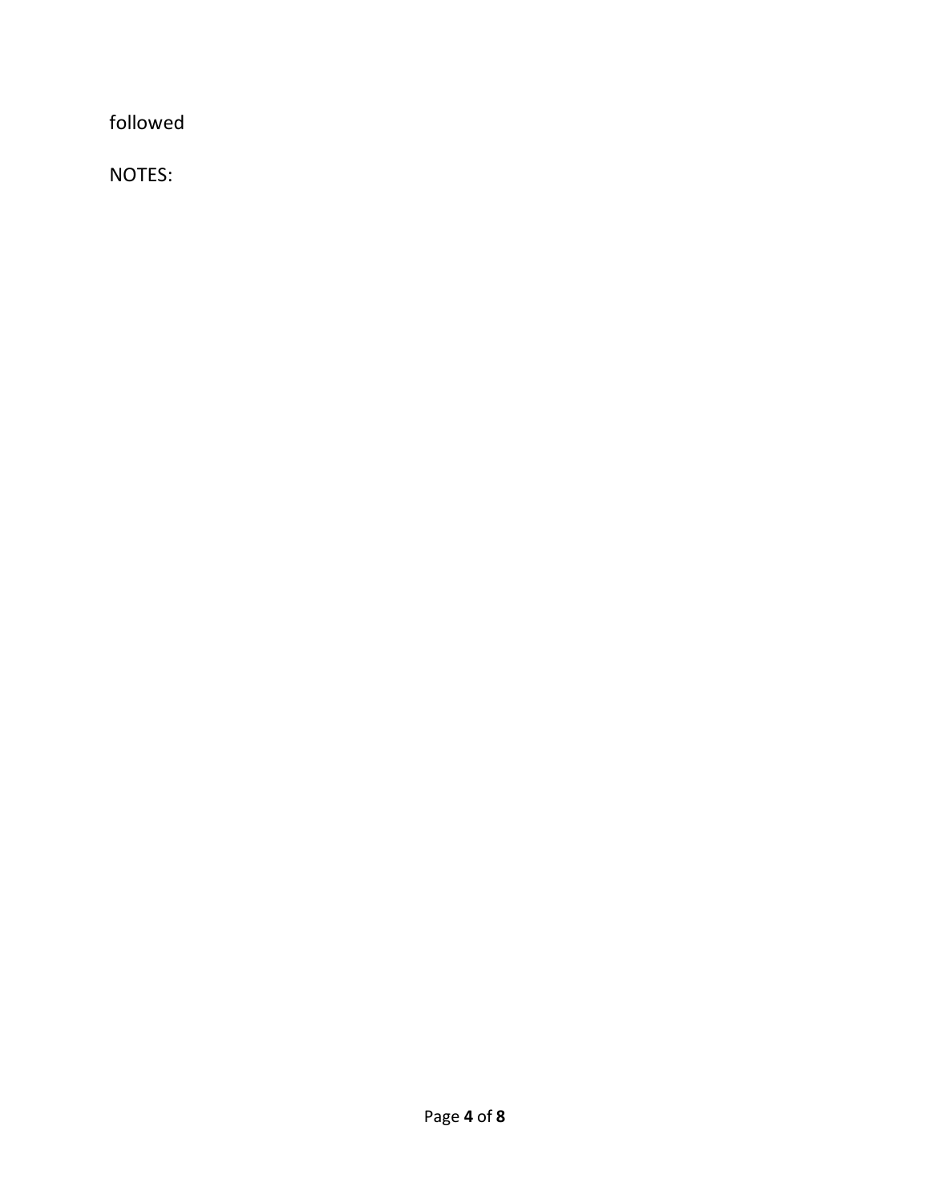followed

NOTES: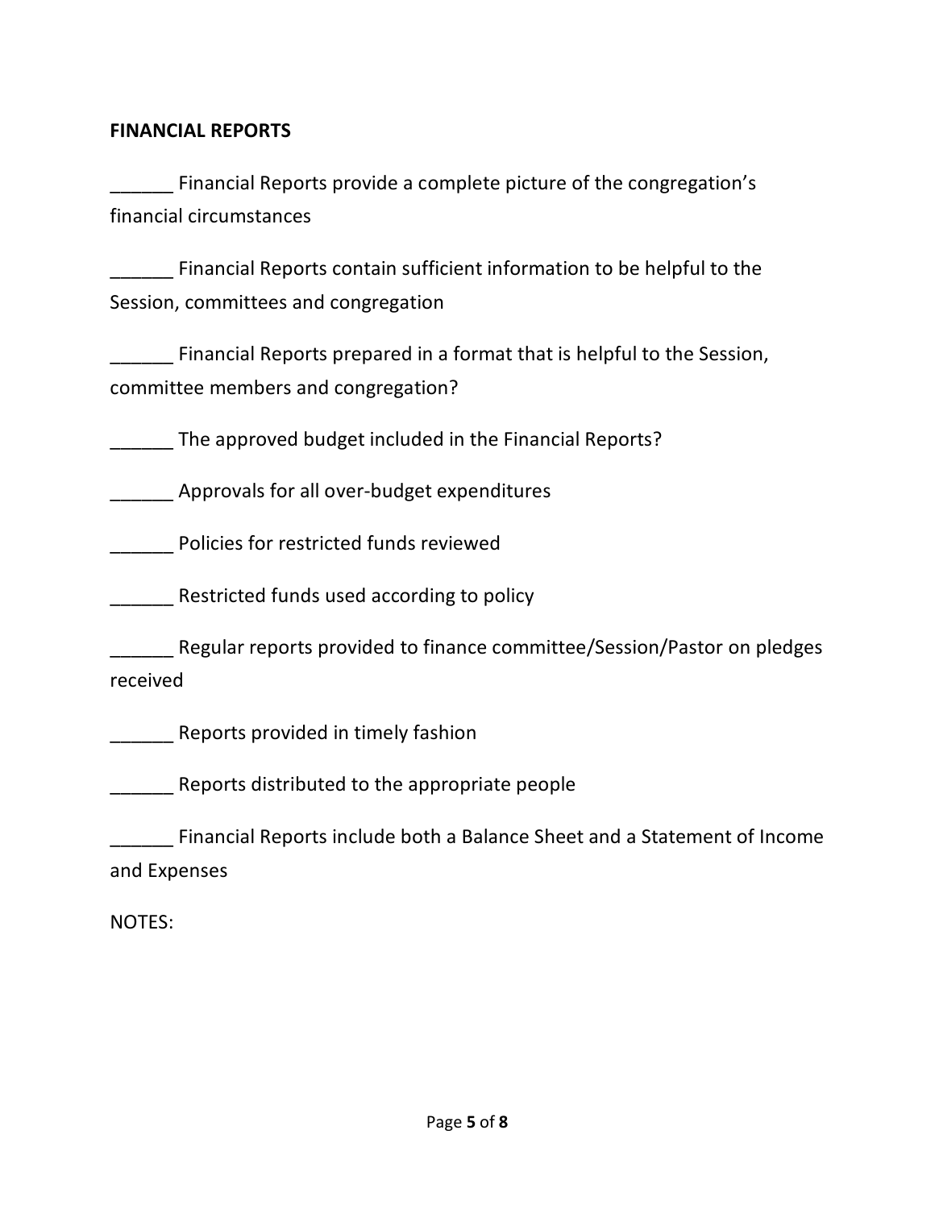**FINANCIAL REPORTS**

______ Financial Reports provide a complete picture of the congregation's financial circumstances

______ Financial Reports contain sufficient information to be helpful to the Session, committees and congregation

______ Financial Reports prepared in a format that is helpful to the Session, committee members and congregation?

______ The approved budget included in the Financial Reports?

______ Approvals for all over-budget expenditures

______ Policies for restricted funds reviewed

______ Restricted funds used according to policy

______ Regular reports provided to finance committee/Session/Pastor on pledges received

______ Reports provided in timely fashion

______ Reports distributed to the appropriate people

______ Financial Reports include both a Balance Sheet and a Statement of Income and Expenses

NOTES: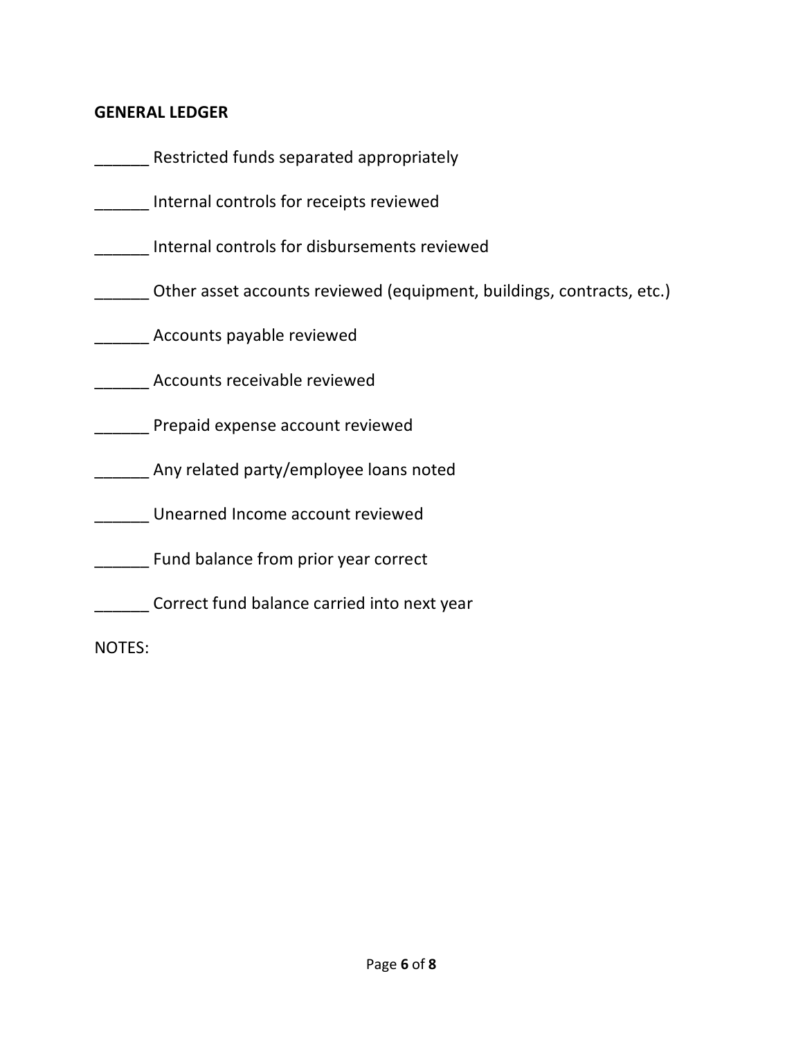**GENERAL LEDGER**

______ Restricted funds separated appropriately

______ Internal controls for receipts reviewed

______ Internal controls for disbursements reviewed

______ Other asset accounts reviewed (equipment, buildings, contracts, etc.)

______ Accounts payable reviewed

______ Accounts receivable reviewed

______ Prepaid expense account reviewed

______ Any related party/employee loans noted

______ Unearned Income account reviewed

______ Fund balance from prior year correct

______ Correct fund balance carried into next year

NOTES: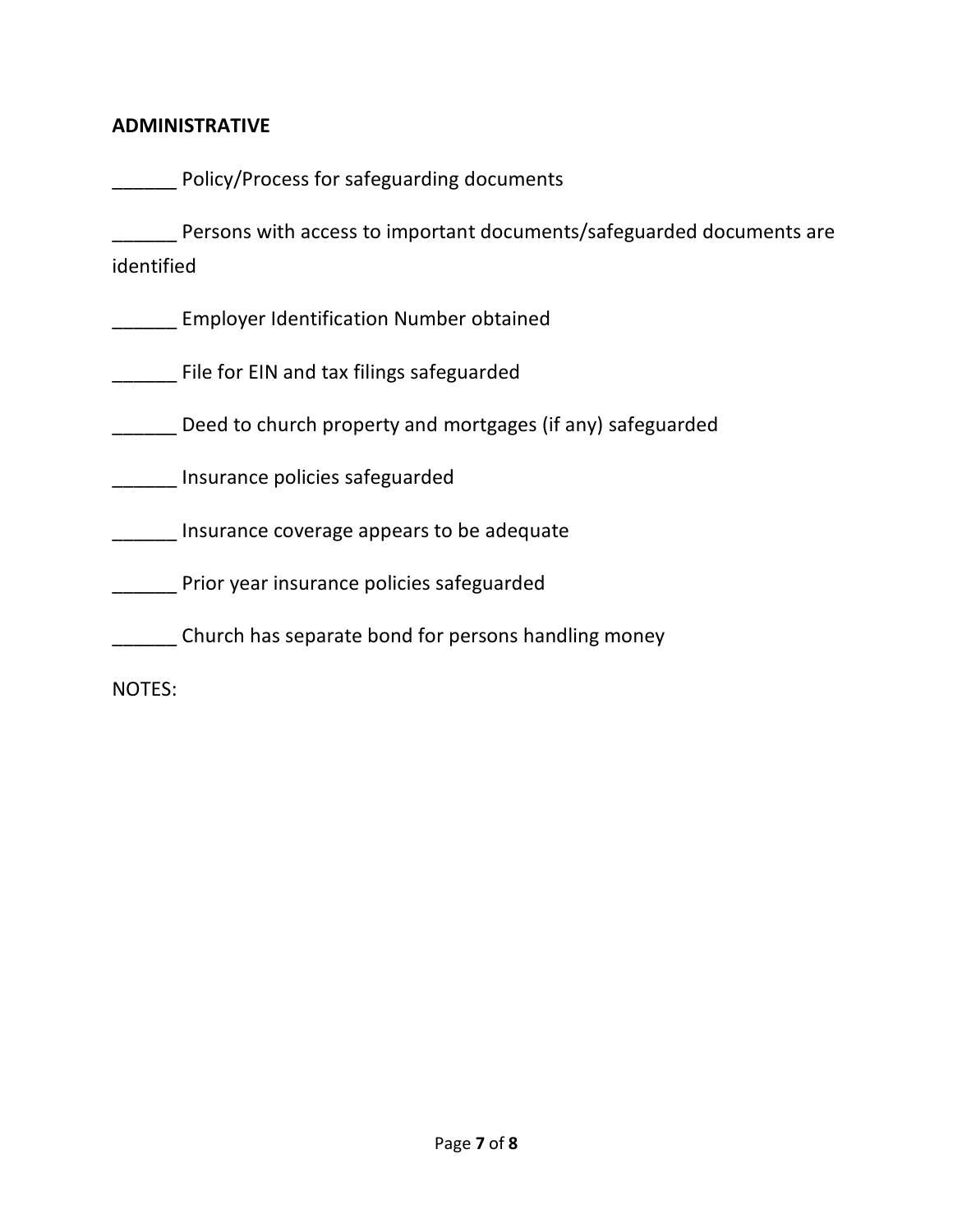## ADMINISTRATIVE

______ Policy/Process for safeguarding documents

______ Persons with access to important documents/safeguarded documents are identified

______ Employer Identification Number obtained

______ File for EIN and tax filings safeguarded

______ Deed to church property and mortgages (if any) safeguarded

______ Insurance policies safeguarded

______ Insurance coverage appears to be adequate

______ Prior year insurance policies safeguarded

______ Church has separate bond for persons handling money

NOTES: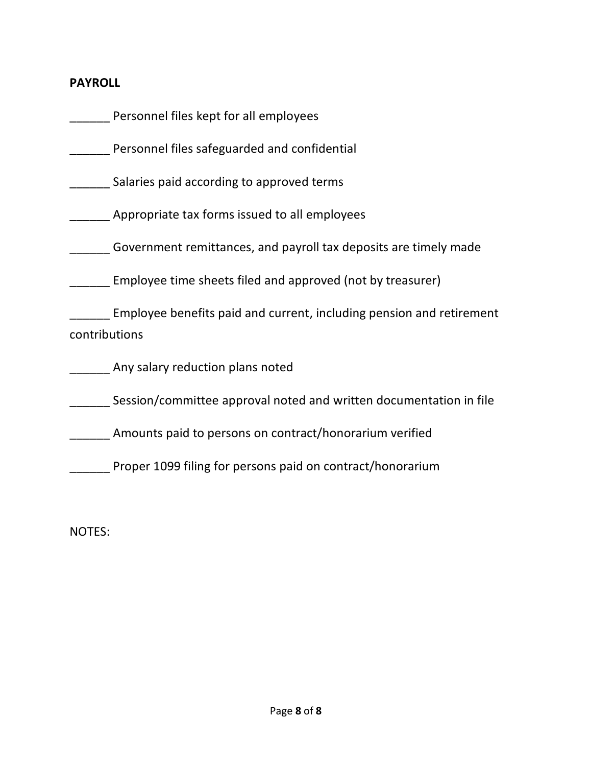**PAYROLL**

______ Personnel files kept for all employees

______ Personnel files safeguarded and confidential

______ Salaries paid according to approved terms

______ Appropriate tax forms issued to all employees

______ Government remittances, and payroll tax deposits are timely made

______ Employee time sheets filed and approved (not by treasurer)

______ Employee benefits paid and current, including pension and retirement contributions

______ Any salary reduction plans noted

______ Session/committee approval noted and written documentation in file

______ Amounts paid to persons on contract/honorarium verified

______ Proper 1099 filing for persons paid on contract/honorarium

NOTES: